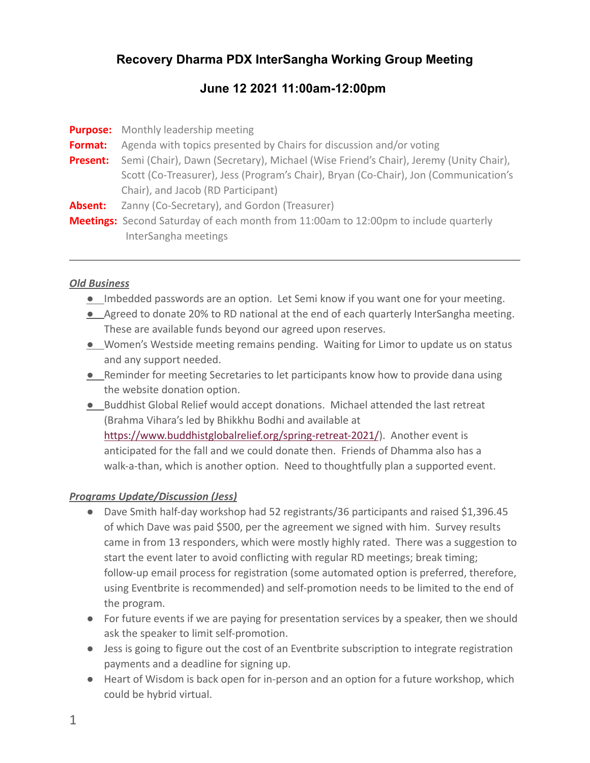# Recovery Dharma PDX InterSangha Working Group Meeting

## June 12 2021 11:00am-12:00pm

**Purpose:** Monthly leadership meeting

**Format:** Agenda with topics presented by Chairs for discussion and/or voting

**Present:** Semi (Chair), Dawn (Secretary), Michael (Wise Friend's Chair), Jeremy (Unity Chair), Scott (Co-Treasurer), Jess (Program's Chair), Bryan (Co-Chair), Jon (Communication's Chair), and Jacob (RD Participant)

**Absent:** Zanny (Co-Secretary), and Gordon (Treasurer)

**Meetings:** Second Saturday of each month from 11:00am to 12:00pm to include quarterly InterSangha meetings

---

***Old Business***

- Imbedded passwords are an option. Let Semi know if you want one for your meeting.
- Agreed to donate 20% to RD national at the end of each quarterly InterSangha meeting. These are available funds beyond our agreed upon reserves.
- Women's Westside meeting remains pending. Waiting for Limor to update us on status and any support needed.
- Reminder for meeting Secretaries to let participants know how to provide dana using the website donation option.
- Buddhist Global Relief would accept donations. Michael attended the last retreat (Brahma Vihara's led by Bhikkhu Bodhi and available at https://www.buddhistglobalrelief.org/spring-retreat-2021/). Another event is anticipated for the fall and we could donate then. Friends of Dhamma also has a walk-a-than, which is another option. Need to thoughtfully plan a supported event.

***Programs Update/Discussion (Jess)***

- Dave Smith half-day workshop had 52 registrants/36 participants and raised $1,396.45 of which Dave was paid $500, per the agreement we signed with him. Survey results came in from 13 responders, which were mostly highly rated. There was a suggestion to start the event later to avoid conflicting with regular RD meetings; break timing; follow-up email process for registration (some automated option is preferred, therefore, using Eventbrite is recommended) and self-promotion needs to be limited to the end of the program.
- For future events if we are paying for presentation services by a speaker, then we should ask the speaker to limit self-promotion.
- Jess is going to figure out the cost of an Eventbrite subscription to integrate registration payments and a deadline for signing up.
- Heart of Wisdom is back open for in-person and an option for a future workshop, which could be hybrid virtual.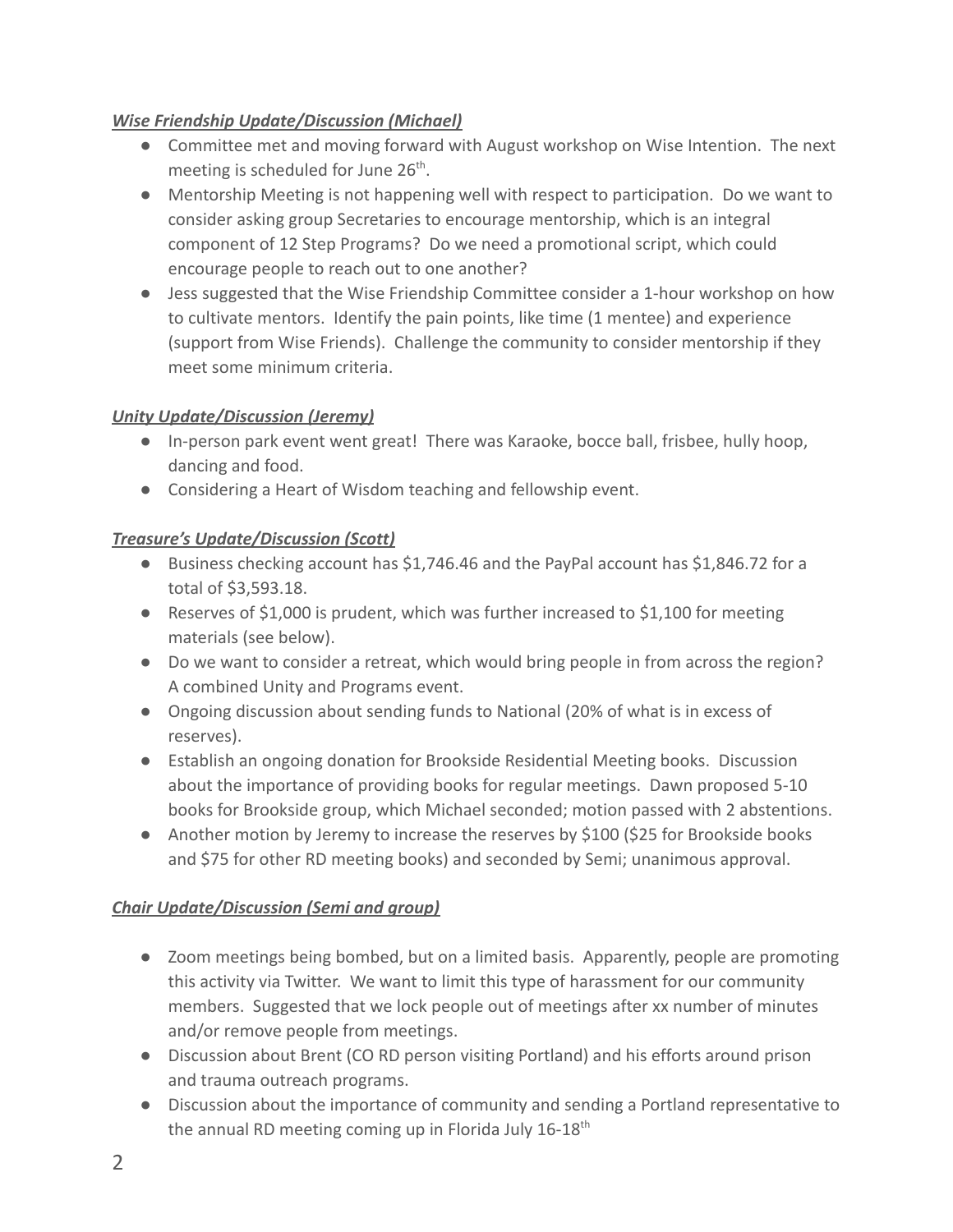***Wise Friendship Update/Discussion (Michael)***

- Committee met and moving forward with August workshop on Wise Intention. The next meeting is scheduled for June 26th.
- Mentorship Meeting is not happening well with respect to participation. Do we want to consider asking group Secretaries to encourage mentorship, which is an integral component of 12 Step Programs? Do we need a promotional script, which could encourage people to reach out to one another?
- Jess suggested that the Wise Friendship Committee consider a 1-hour workshop on how to cultivate mentors. Identify the pain points, like time (1 mentee) and experience (support from Wise Friends). Challenge the community to consider mentorship if they meet some minimum criteria.

***Unity Update/Discussion (Jeremy)***

- In-person park event went great! There was Karaoke, bocce ball, frisbee, hully hoop, dancing and food.
- Considering a Heart of Wisdom teaching and fellowship event.

***Treasure's Update/Discussion (Scott)***

- Business checking account has $1,746.46 and the PayPal account has $1,846.72 for a total of $3,593.18.
- Reserves of $1,000 is prudent, which was further increased to $1,100 for meeting materials (see below).
- Do we want to consider a retreat, which would bring people in from across the region? A combined Unity and Programs event.
- Ongoing discussion about sending funds to National (20% of what is in excess of reserves).
- Establish an ongoing donation for Brookside Residential Meeting books. Discussion about the importance of providing books for regular meetings. Dawn proposed 5-10 books for Brookside group, which Michael seconded; motion passed with 2 abstentions.
- Another motion by Jeremy to increase the reserves by $100 ($25 for Brookside books and $75 for other RD meeting books) and seconded by Semi; unanimous approval.

***Chair Update/Discussion (Semi and group)***

- Zoom meetings being bombed, but on a limited basis. Apparently, people are promoting this activity via Twitter. We want to limit this type of harassment for our community members. Suggested that we lock people out of meetings after xx number of minutes and/or remove people from meetings.
- Discussion about Brent (CO RD person visiting Portland) and his efforts around prison and trauma outreach programs.
- Discussion about the importance of community and sending a Portland representative to the annual RD meeting coming up in Florida July 16-18th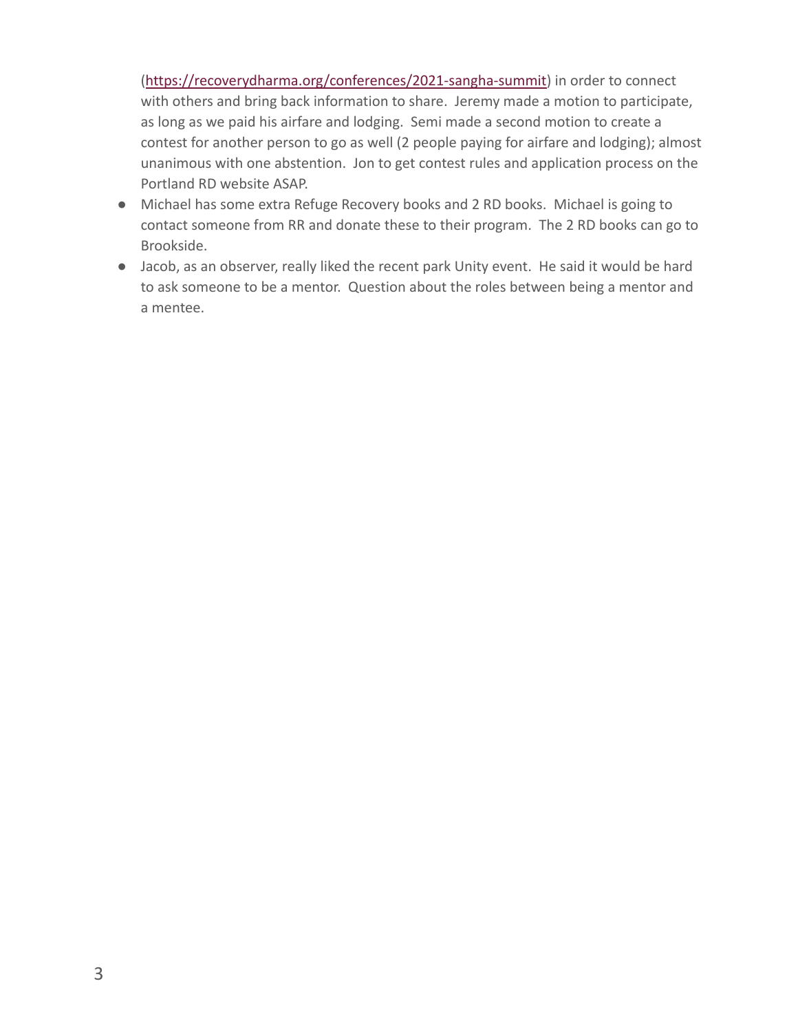(https://recoverydharma.org/conferences/2021-sangha-summit) in order to connect with others and bring back information to share. Jeremy made a motion to participate, as long as we paid his airfare and lodging. Semi made a second motion to create a contest for another person to go as well (2 people paying for airfare and lodging); almost unanimous with one abstention. Jon to get contest rules and application process on the Portland RD website ASAP.

- Michael has some extra Refuge Recovery books and 2 RD books. Michael is going to contact someone from RR and donate these to their program. The 2 RD books can go to Brookside.
- Jacob, as an observer, really liked the recent park Unity event. He said it would be hard to ask someone to be a mentor. Question about the roles between being a mentor and a mentee.